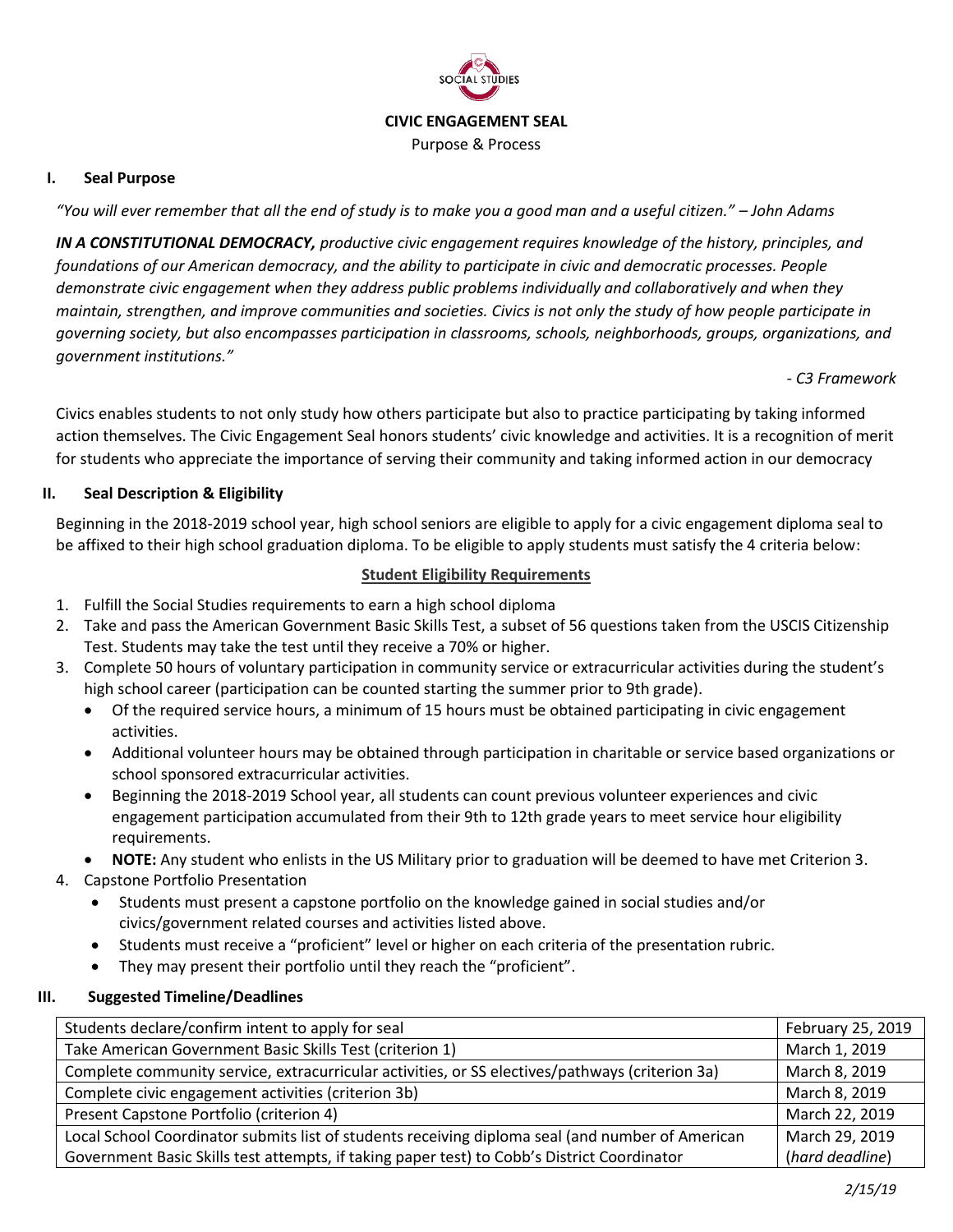# CIVIC ENGAGEMENT SEAL

Purpose & Process

## I. Seal Purpose

*"You will ever remember that all the end of study is to make you a good man and a useful citizen." – John Adams*

***IN A CONSTITUTIONAL DEMOCRACY,*** *productive civic engagement requires knowledge of the history, principles, and foundations of our American democracy, and the ability to participate in civic and democratic processes. People demonstrate civic engagement when they address public problems individually and collaboratively and when they maintain, strengthen, and improve communities and societies. Civics is not only the study of how people participate in governing society, but also encompasses participation in classrooms, schools, neighborhoods, groups, organizations, and government institutions."*

*- C3 Framework*

Civics enables students to not only study how others participate but also to practice participating by taking informed action themselves. The Civic Engagement Seal honors students' civic knowledge and activities. It is a recognition of merit for students who appreciate the importance of serving their community and taking informed action in our democracy

## II. Seal Description & Eligibility

Beginning in the 2018-2019 school year, high school seniors are eligible to apply for a civic engagement diploma seal to be affixed to their high school graduation diploma. To be eligible to apply students must satisfy the 4 criteria below:

**Student Eligibility Requirements**

1. Fulfill the Social Studies requirements to earn a high school diploma
2. Take and pass the American Government Basic Skills Test, a subset of 56 questions taken from the USCIS Citizenship Test. Students may take the test until they receive a 70% or higher.
3. Complete 50 hours of voluntary participation in community service or extracurricular activities during the student's high school career (participation can be counted starting the summer prior to 9th grade).
   - Of the required service hours, a minimum of 15 hours must be obtained participating in civic engagement activities.
   - Additional volunteer hours may be obtained through participation in charitable or service based organizations or school sponsored extracurricular activities.
   - Beginning the 2018-2019 School year, all students can count previous volunteer experiences and civic engagement participation accumulated from their 9th to 12th grade years to meet service hour eligibility requirements.
   - **NOTE:** Any student who enlists in the US Military prior to graduation will be deemed to have met Criterion 3.
4. Capstone Portfolio Presentation
   - Students must present a capstone portfolio on the knowledge gained in social studies and/or civics/government related courses and activities listed above.
   - Students must receive a "proficient" level or higher on each criteria of the presentation rubric.
   - They may present their portfolio until they reach the "proficient".

## III. Suggested Timeline/Deadlines

| | |
|---|---|
| Students declare/confirm intent to apply for seal | February 25, 2019 |
| Take American Government Basic Skills Test (criterion 1) | March 1, 2019 |
| Complete community service, extracurricular activities, or SS electives/pathways (criterion 3a) | March 8, 2019 |
| Complete civic engagement activities (criterion 3b) | March 8, 2019 |
| Present Capstone Portfolio (criterion 4) | March 22, 2019 |
| Local School Coordinator submits list of students receiving diploma seal (and number of American Government Basic Skills test attempts, if taking paper test) to Cobb's District Coordinator | March 29, 2019 (*hard deadline*) |

*2/15/19*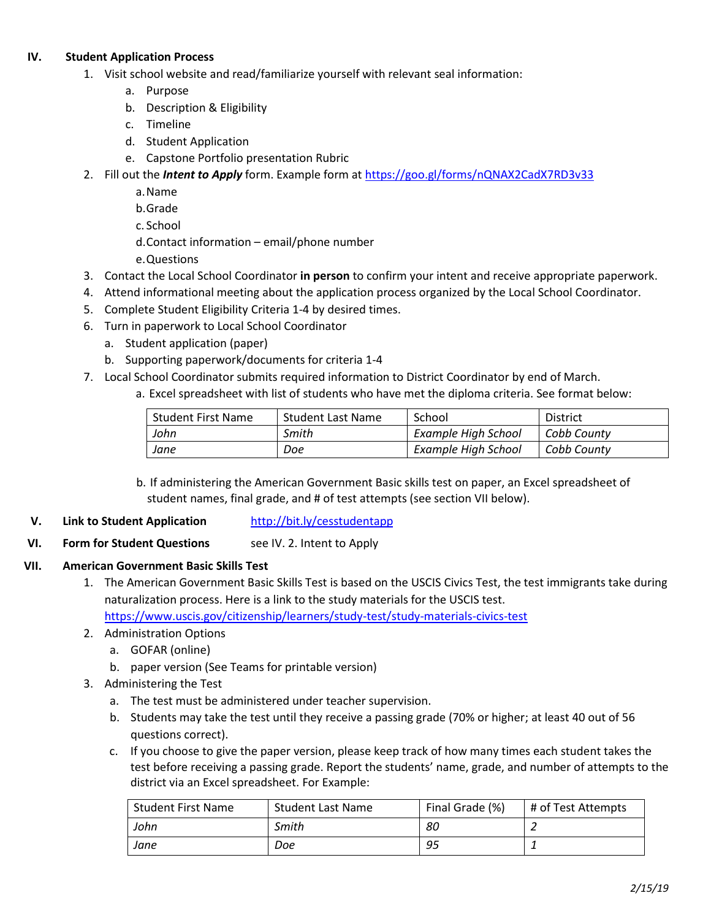## IV. Student Application Process

1. Visit school website and read/familiarize yourself with relevant seal information:
   a. Purpose
   b. Description & Eligibility
   c. Timeline
   d. Student Application
   e. Capstone Portfolio presentation Rubric
2. Fill out the ***Intent to Apply*** form. Example form at https://goo.gl/forms/nQNAX2CadX7RD3v33
   a. Name
   b. Grade
   c. School
   d. Contact information – email/phone number
   e. Questions
3. Contact the Local School Coordinator **in person** to confirm your intent and receive appropriate paperwork.
4. Attend informational meeting about the application process organized by the Local School Coordinator.
5. Complete Student Eligibility Criteria 1-4 by desired times.
6. Turn in paperwork to Local School Coordinator
   a. Student application (paper)
   b. Supporting paperwork/documents for criteria 1-4
7. Local School Coordinator submits required information to District Coordinator by end of March.
   a. Excel spreadsheet with list of students who have met the diploma criteria. See format below:

| Student First Name | Student Last Name | School | District |
|---|---|---|---|
| *John* | *Smith* | *Example High School* | *Cobb County* |
| *Jane* | *Doe* | *Example High School* | *Cobb County* |

   b. If administering the American Government Basic skills test on paper, an Excel spreadsheet of student names, final grade, and # of test attempts (see section VII below).

## V. Link to Student Application

http://bit.ly/cesstudentapp

## VI. Form for Student Questions

see IV. 2. Intent to Apply

## VII. American Government Basic Skills Test

1. The American Government Basic Skills Test is based on the USCIS Civics Test, the test immigrants take during naturalization process. Here is a link to the study materials for the USCIS test. https://www.uscis.gov/citizenship/learners/study-test/study-materials-civics-test
2. Administration Options
   a. GOFAR (online)
   b. paper version (See Teams for printable version)
3. Administering the Test
   a. The test must be administered under teacher supervision.
   b. Students may take the test until they receive a passing grade (70% or higher; at least 40 out of 56 questions correct).
   c. If you choose to give the paper version, please keep track of how many times each student takes the test before receiving a passing grade. Report the students' name, grade, and number of attempts to the district via an Excel spreadsheet. For Example:

| Student First Name | Student Last Name | Final Grade (%) | # of Test Attempts |
|---|---|---|---|
| *John* | *Smith* | *80* | *2* |
| *Jane* | *Doe* | *95* | *1* |

*2/15/19*